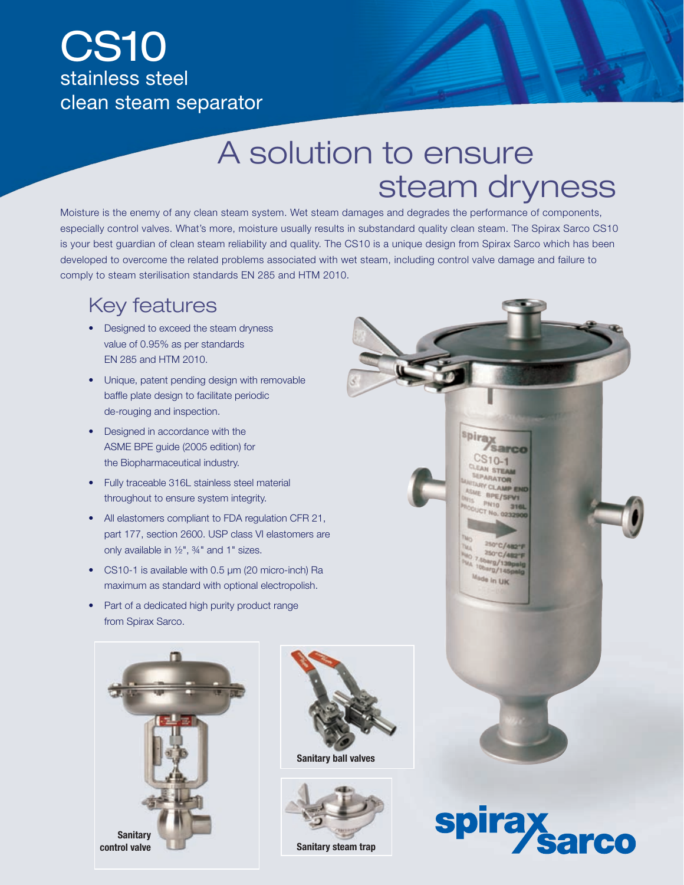# CS10

stainless steel
clean steam separator

## A solution to ensure steam dryness

Moisture is the enemy of any clean steam system. Wet steam damages and degrades the performance of components, especially control valves. What's more, moisture usually results in substandard quality clean steam. The Spirax Sarco CS10 is your best guardian of clean steam reliability and quality. The CS10 is a unique design from Spirax Sarco which has been developed to overcome the related problems associated with wet steam, including control valve damage and failure to comply to steam sterilisation standards EN 285 and HTM 2010.

## Key features

- Designed to exceed the steam dryness value of 0.95% as per standards EN 285 and HTM 2010.
- Unique, patent pending design with removable baffle plate design to facilitate periodic de-rouging and inspection.
- Designed in accordance with the ASME BPE guide (2005 edition) for the Biopharmaceutical industry.
- Fully traceable 316L stainless steel material throughout to ensure system integrity.
- All elastomers compliant to FDA regulation CFR 21, part 177, section 2600. USP class VI elastomers are only available in ½", ¾" and 1" sizes.
- CS10-1 is available with 0.5 µm (20 micro-inch) Ra maximum as standard with optional electropolish.
- Part of a dedicated high purity product range from Spirax Sarco.

Sanitary control valve

Sanitary ball valves

Sanitary steam trap

spirax sarco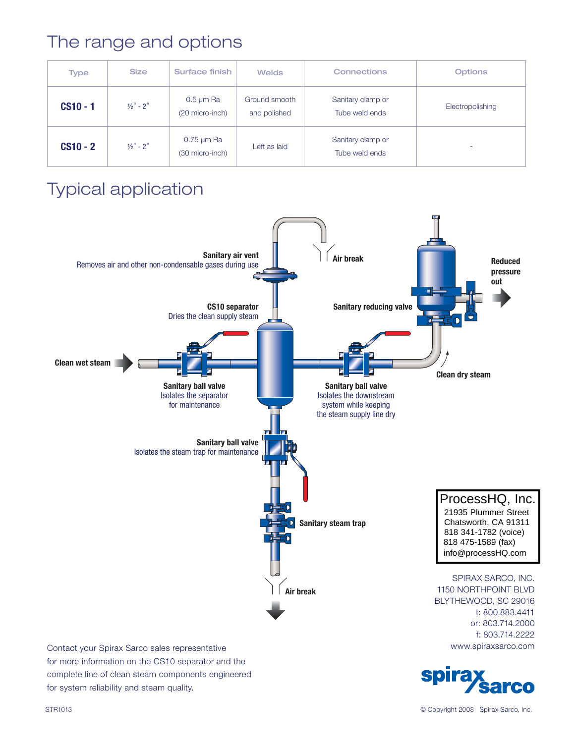## The range and options

| Type | Size | Surface finish | Welds | Connections | Options |
|---|---|---|---|---|---|
| **CS10 - 1** | ½" - 2" | 0.5 µm Ra (20 micro-inch) | Ground smooth and polished | Sanitary clamp or Tube weld ends | Electropolishing |
| **CS10 - 2** | ½" - 2" | 0.75 µm Ra (30 micro-inch) | Left as laid | Sanitary clamp or Tube weld ends | - |

## Typical application

**Sanitary air vent**
Removes air and other non-condensable gases during use

**Air break**

**Reduced pressure out**

**CS10 separator**
Dries the clean supply steam

**Sanitary reducing valve**

**Clean wet steam**

**Clean dry steam**

**Sanitary ball valve**
Isolates the separator for maintenance

**Sanitary ball valve**
Isolates the downstream system while keeping the steam supply line dry

**Sanitary ball valve**
Isolates the steam trap for maintenance

**Sanitary steam trap**

**Air break**

ProcessHQ, Inc.
21935 Plummer Street
Chatsworth, CA 91311
818 341-1782 (voice)
818 475-1589 (fax)
info@processHQ.com

SPIRAX SARCO, INC.
1150 NORTHPOINT BLVD
BLYTHEWOOD, SC 29016
t: 800.883.4411
or: 803.714.2000
f: 803.714.2222
www.spiraxsarco.com

Contact your Spirax Sarco sales representative for more information on the CS10 separator and the complete line of clean steam components engineered for system reliability and steam quality.

spirax sarco

STR1013

© Copyright 2008 Spirax Sarco, Inc.